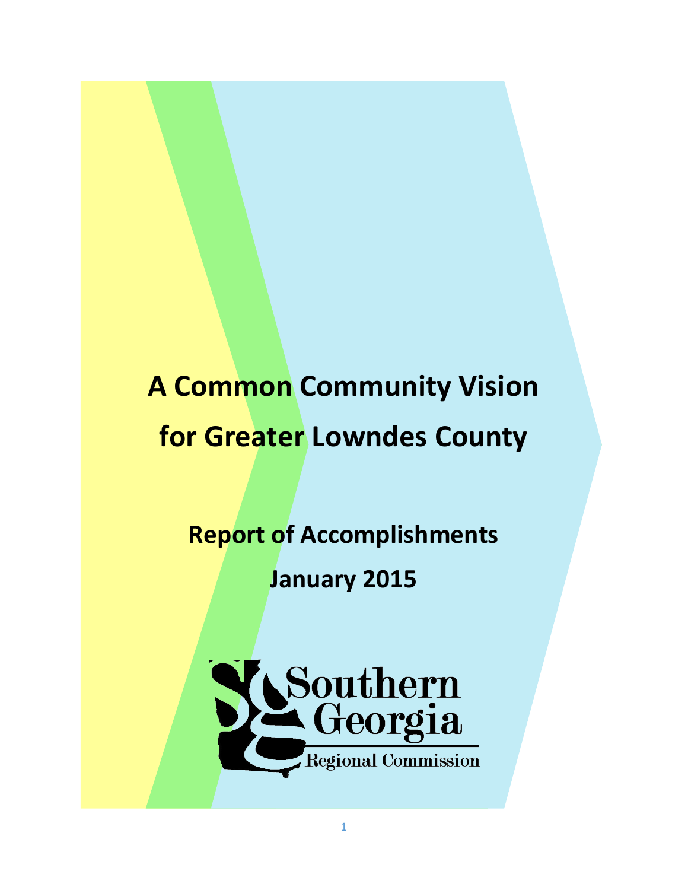# A Common Community Vision for Greater Lowndes County

## Report of Accomplishments

## January 2015

Southern Georgia Regional Commission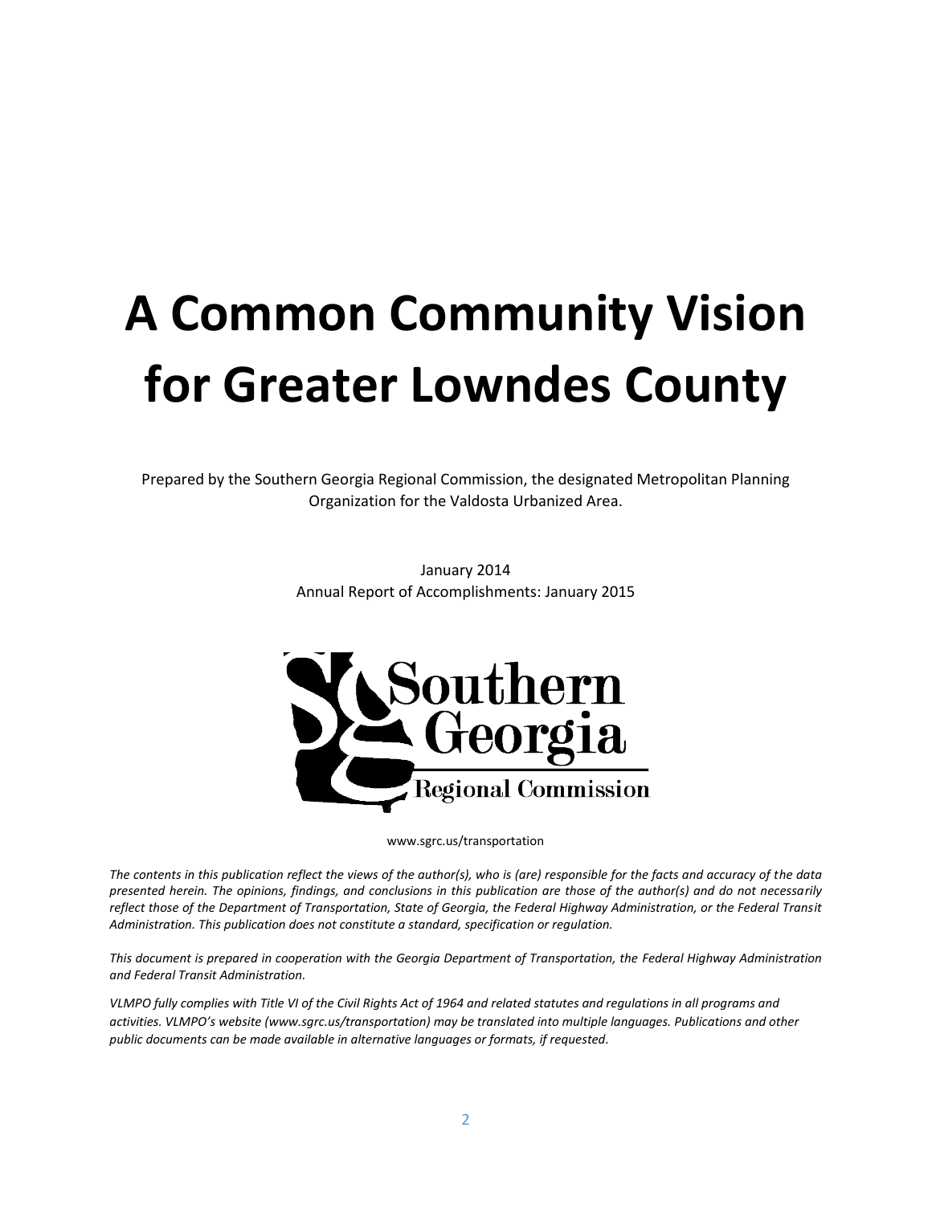# A Common Community Vision for Greater Lowndes County

Prepared by the Southern Georgia Regional Commission, the designated Metropolitan Planning Organization for the Valdosta Urbanized Area.

January 2014
Annual Report of Accomplishments: January 2015

Southern Georgia Regional Commission

www.sgrc.us/transportation

*The contents in this publication reflect the views of the author(s), who is (are) responsible for the facts and accuracy of the data presented herein. The opinions, findings, and conclusions in this publication are those of the author(s) and do not necessarily reflect those of the Department of Transportation, State of Georgia, the Federal Highway Administration, or the Federal Transit Administration. This publication does not constitute a standard, specification or regulation.*

*This document is prepared in cooperation with the Georgia Department of Transportation, the Federal Highway Administration and Federal Transit Administration.*

*VLMPO fully complies with Title VI of the Civil Rights Act of 1964 and related statutes and regulations in all programs and activities. VLMPO's website (www.sgrc.us/transportation) may be translated into multiple languages. Publications and other public documents can be made available in alternative languages or formats, if requested.*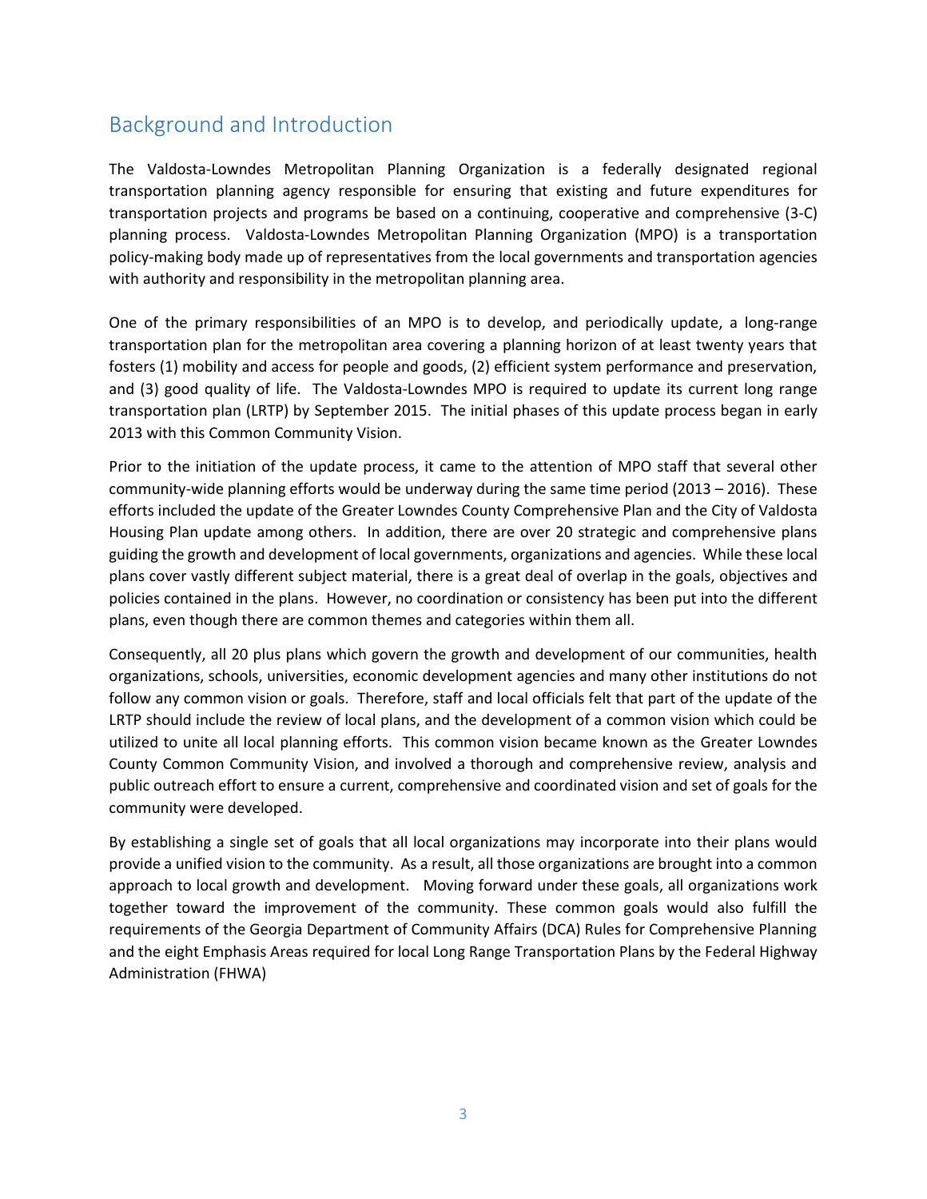## Background and Introduction

The Valdosta-Lowndes Metropolitan Planning Organization is a federally designated regional transportation planning agency responsible for ensuring that existing and future expenditures for transportation projects and programs be based on a continuing, cooperative and comprehensive (3-C) planning process. Valdosta-Lowndes Metropolitan Planning Organization (MPO) is a transportation policy-making body made up of representatives from the local governments and transportation agencies with authority and responsibility in the metropolitan planning area.

One of the primary responsibilities of an MPO is to develop, and periodically update, a long-range transportation plan for the metropolitan area covering a planning horizon of at least twenty years that fosters (1) mobility and access for people and goods, (2) efficient system performance and preservation, and (3) good quality of life. The Valdosta-Lowndes MPO is required to update its current long range transportation plan (LRTP) by September 2015. The initial phases of this update process began in early 2013 with this Common Community Vision.

Prior to the initiation of the update process, it came to the attention of MPO staff that several other community-wide planning efforts would be underway during the same time period (2013 – 2016). These efforts included the update of the Greater Lowndes County Comprehensive Plan and the City of Valdosta Housing Plan update among others. In addition, there are over 20 strategic and comprehensive plans guiding the growth and development of local governments, organizations and agencies. While these local plans cover vastly different subject material, there is a great deal of overlap in the goals, objectives and policies contained in the plans. However, no coordination or consistency has been put into the different plans, even though there are common themes and categories within them all.

Consequently, all 20 plus plans which govern the growth and development of our communities, health organizations, schools, universities, economic development agencies and many other institutions do not follow any common vision or goals. Therefore, staff and local officials felt that part of the update of the LRTP should include the review of local plans, and the development of a common vision which could be utilized to unite all local planning efforts. This common vision became known as the Greater Lowndes County Common Community Vision, and involved a thorough and comprehensive review, analysis and public outreach effort to ensure a current, comprehensive and coordinated vision and set of goals for the community were developed.

By establishing a single set of goals that all local organizations may incorporate into their plans would provide a unified vision to the community. As a result, all those organizations are brought into a common approach to local growth and development. Moving forward under these goals, all organizations work together toward the improvement of the community. These common goals would also fulfill the requirements of the Georgia Department of Community Affairs (DCA) Rules for Comprehensive Planning and the eight Emphasis Areas required for local Long Range Transportation Plans by the Federal Highway Administration (FHWA)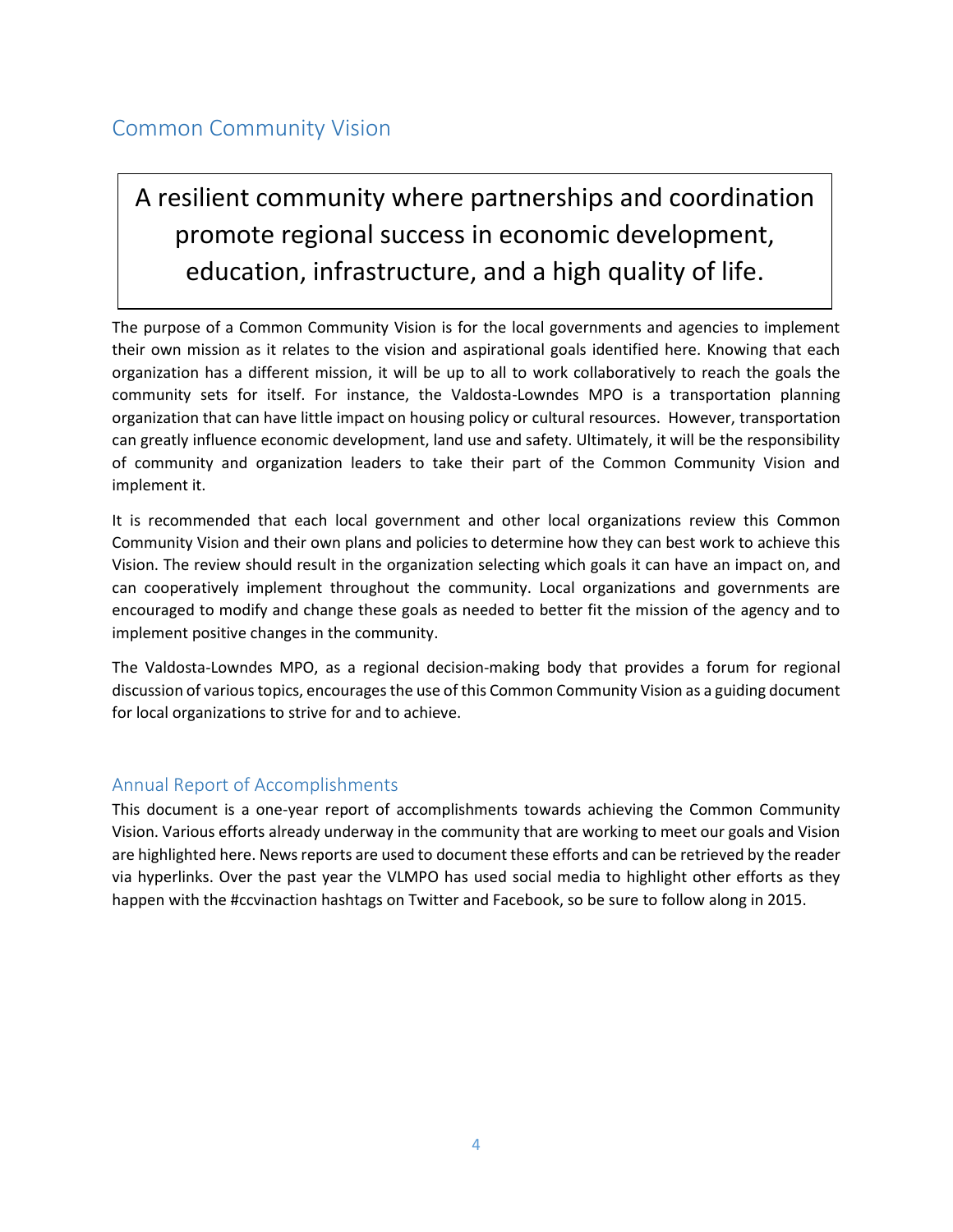## Common Community Vision

> A resilient community where partnerships and coordination promote regional success in economic development, education, infrastructure, and a high quality of life.

The purpose of a Common Community Vision is for the local governments and agencies to implement their own mission as it relates to the vision and aspirational goals identified here. Knowing that each organization has a different mission, it will be up to all to work collaboratively to reach the goals the community sets for itself. For instance, the Valdosta-Lowndes MPO is a transportation planning organization that can have little impact on housing policy or cultural resources. However, transportation can greatly influence economic development, land use and safety. Ultimately, it will be the responsibility of community and organization leaders to take their part of the Common Community Vision and implement it.

It is recommended that each local government and other local organizations review this Common Community Vision and their own plans and policies to determine how they can best work to achieve this Vision. The review should result in the organization selecting which goals it can have an impact on, and can cooperatively implement throughout the community. Local organizations and governments are encouraged to modify and change these goals as needed to better fit the mission of the agency and to implement positive changes in the community.

The Valdosta-Lowndes MPO, as a regional decision-making body that provides a forum for regional discussion of various topics, encourages the use of this Common Community Vision as a guiding document for local organizations to strive for and to achieve.

### Annual Report of Accomplishments

This document is a one-year report of accomplishments towards achieving the Common Community Vision. Various efforts already underway in the community that are working to meet our goals and Vision are highlighted here. News reports are used to document these efforts and can be retrieved by the reader via hyperlinks. Over the past year the VLMPO has used social media to highlight other efforts as they happen with the #ccvinaction hashtags on Twitter and Facebook, so be sure to follow along in 2015.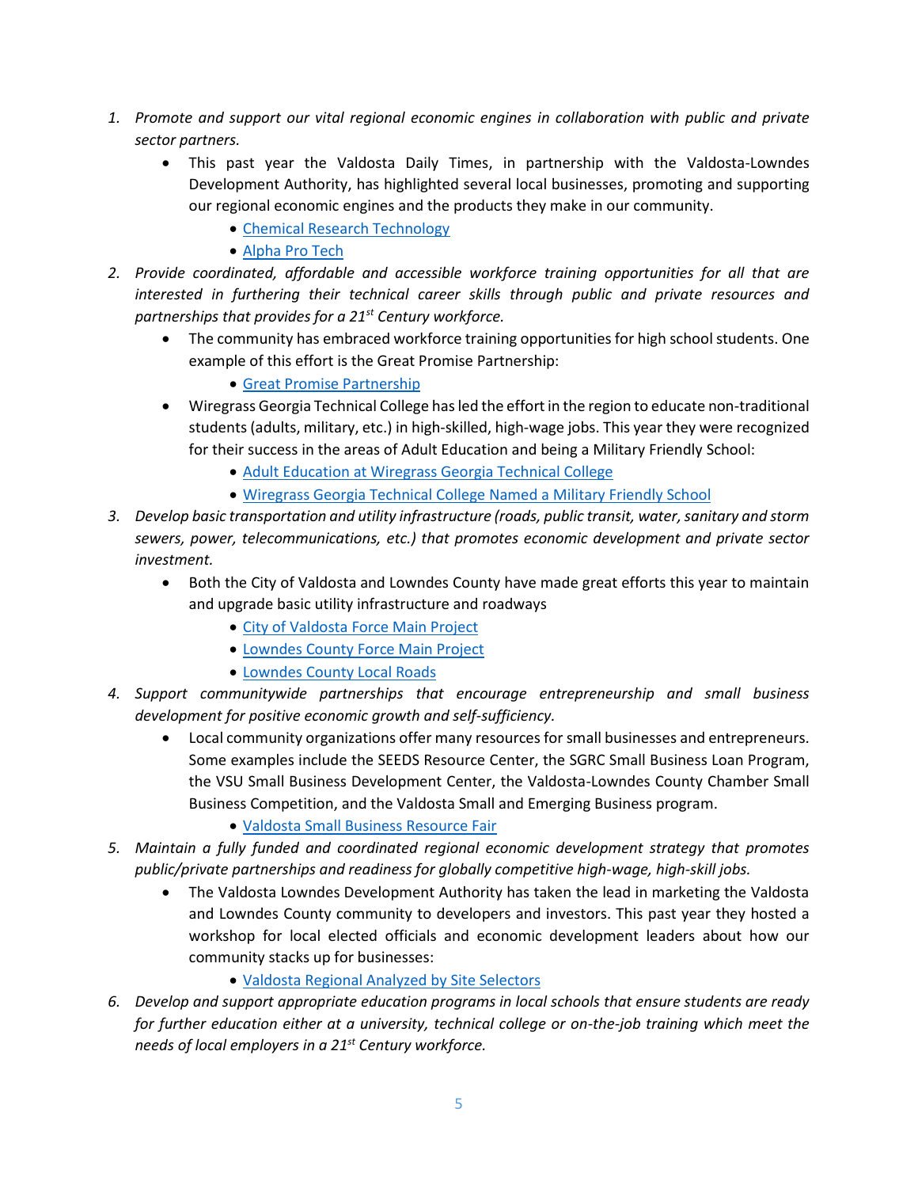1. *Promote and support our vital regional economic engines in collaboration with public and private sector partners.*
    - This past year the Valdosta Daily Times, in partnership with the Valdosta-Lowndes Development Authority, has highlighted several local businesses, promoting and supporting our regional economic engines and the products they make in our community.
        - Chemical Research Technology
        - Alpha Pro Tech
2. *Provide coordinated, affordable and accessible workforce training opportunities for all that are interested in furthering their technical career skills through public and private resources and partnerships that provides for a 21st Century workforce.*
    - The community has embraced workforce training opportunities for high school students. One example of this effort is the Great Promise Partnership:
        - Great Promise Partnership
    - Wiregrass Georgia Technical College has led the effort in the region to educate non-traditional students (adults, military, etc.) in high-skilled, high-wage jobs. This year they were recognized for their success in the areas of Adult Education and being a Military Friendly School:
        - Adult Education at Wiregrass Georgia Technical College
        - Wiregrass Georgia Technical College Named a Military Friendly School
3. *Develop basic transportation and utility infrastructure (roads, public transit, water, sanitary and storm sewers, power, telecommunications, etc.) that promotes economic development and private sector investment.*
    - Both the City of Valdosta and Lowndes County have made great efforts this year to maintain and upgrade basic utility infrastructure and roadways
        - City of Valdosta Force Main Project
        - Lowndes County Force Main Project
        - Lowndes County Local Roads
4. *Support communitywide partnerships that encourage entrepreneurship and small business development for positive economic growth and self-sufficiency.*
    - Local community organizations offer many resources for small businesses and entrepreneurs. Some examples include the SEEDS Resource Center, the SGRC Small Business Loan Program, the VSU Small Business Development Center, the Valdosta-Lowndes County Chamber Small Business Competition, and the Valdosta Small and Emerging Business program.
        - Valdosta Small Business Resource Fair
5. *Maintain a fully funded and coordinated regional economic development strategy that promotes public/private partnerships and readiness for globally competitive high-wage, high-skill jobs.*
    - The Valdosta Lowndes Development Authority has taken the lead in marketing the Valdosta and Lowndes County community to developers and investors. This past year they hosted a workshop for local elected officials and economic development leaders about how our community stacks up for businesses:
        - Valdosta Regional Analyzed by Site Selectors
6. *Develop and support appropriate education programs in local schools that ensure students are ready for further education either at a university, technical college or on-the-job training which meet the needs of local employers in a 21st Century workforce.*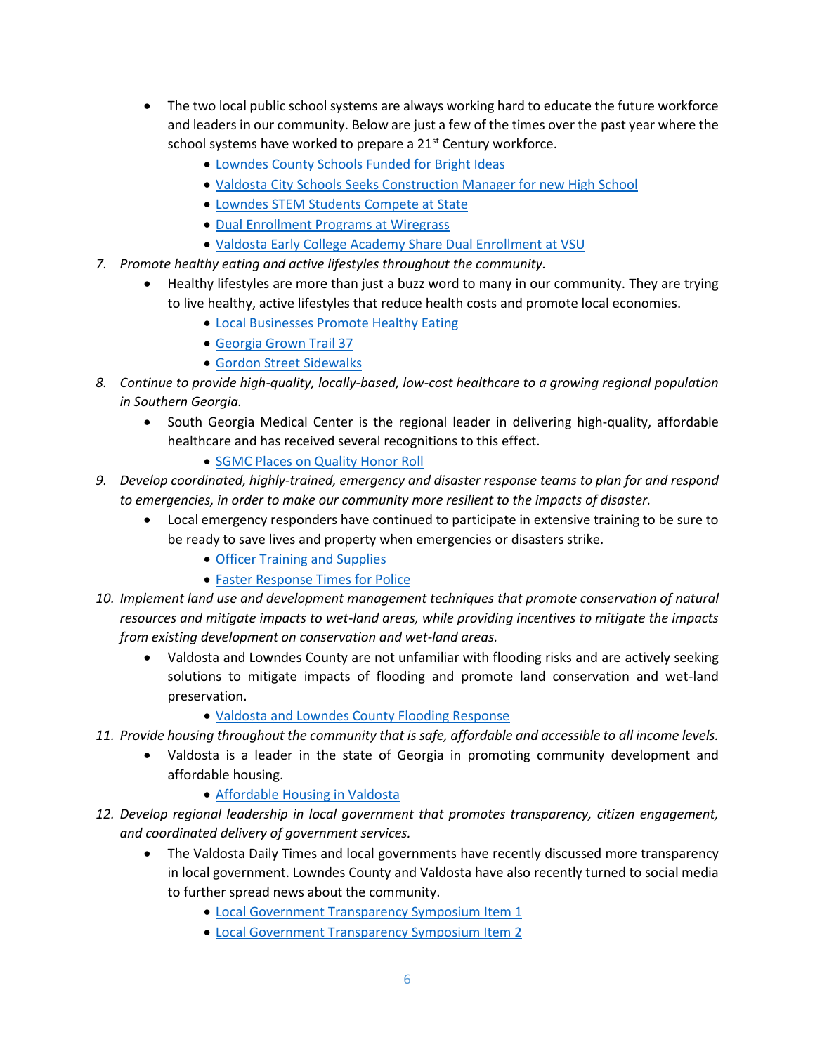- The two local public school systems are always working hard to educate the future workforce and leaders in our community. Below are just a few of the times over the past year where the school systems have worked to prepare a 21st Century workforce.
    - Lowndes County Schools Funded for Bright Ideas
    - Valdosta City Schools Seeks Construction Manager for new High School
    - Lowndes STEM Students Compete at State
    - Dual Enrollment Programs at Wiregrass
    - Valdosta Early College Academy Share Dual Enrollment at VSU

7. *Promote healthy eating and active lifestyles throughout the community.*
    - Healthy lifestyles are more than just a buzz word to many in our community. They are trying to live healthy, active lifestyles that reduce health costs and promote local economies.
        - Local Businesses Promote Healthy Eating
        - Georgia Grown Trail 37
        - Gordon Street Sidewalks
8. *Continue to provide high-quality, locally-based, low-cost healthcare to a growing regional population in Southern Georgia.*
    - South Georgia Medical Center is the regional leader in delivering high-quality, affordable healthcare and has received several recognitions to this effect.
        - SGMC Places on Quality Honor Roll
9. *Develop coordinated, highly-trained, emergency and disaster response teams to plan for and respond to emergencies, in order to make our community more resilient to the impacts of disaster.*
    - Local emergency responders have continued to participate in extensive training to be sure to be ready to save lives and property when emergencies or disasters strike.
        - Officer Training and Supplies
        - Faster Response Times for Police
10. *Implement land use and development management techniques that promote conservation of natural resources and mitigate impacts to wet-land areas, while providing incentives to mitigate the impacts from existing development on conservation and wet-land areas.*
    - Valdosta and Lowndes County are not unfamiliar with flooding risks and are actively seeking solutions to mitigate impacts of flooding and promote land conservation and wet-land preservation.
        - Valdosta and Lowndes County Flooding Response
11. *Provide housing throughout the community that is safe, affordable and accessible to all income levels.*
    - Valdosta is a leader in the state of Georgia in promoting community development and affordable housing.
        - Affordable Housing in Valdosta
12. *Develop regional leadership in local government that promotes transparency, citizen engagement, and coordinated delivery of government services.*
    - The Valdosta Daily Times and local governments have recently discussed more transparency in local government. Lowndes County and Valdosta have also recently turned to social media to further spread news about the community.
        - Local Government Transparency Symposium Item 1
        - Local Government Transparency Symposium Item 2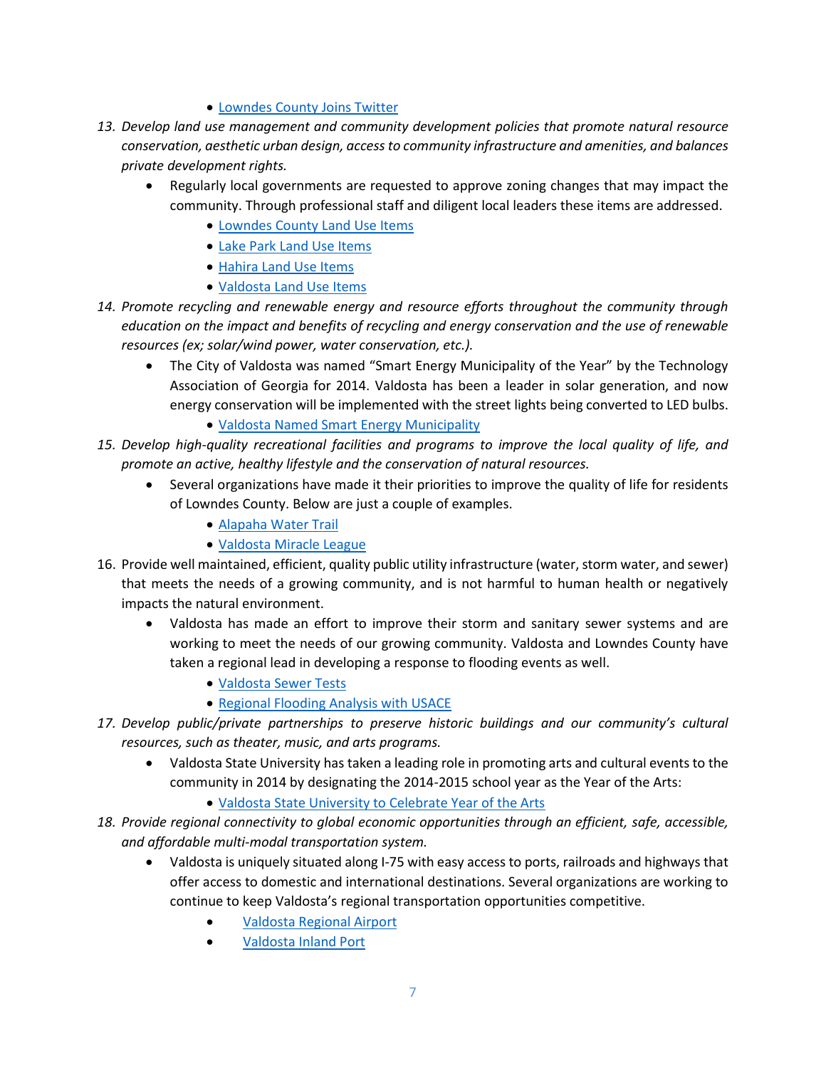- [Lowndes County Joins Twitter]

13. *Develop land use management and community development policies that promote natural resource conservation, aesthetic urban design, access to community infrastructure and amenities, and balances private development rights.*
    - Regularly local governments are requested to approve zoning changes that may impact the community. Through professional staff and diligent local leaders these items are addressed.
        - [Lowndes County Land Use Items]
        - [Lake Park Land Use Items]
        - [Hahira Land Use Items]
        - [Valdosta Land Use Items]
14. *Promote recycling and renewable energy and resource efforts throughout the community through education on the impact and benefits of recycling and energy conservation and the use of renewable resources (ex; solar/wind power, water conservation, etc.).*
    - The City of Valdosta was named "Smart Energy Municipality of the Year" by the Technology Association of Georgia for 2014. Valdosta has been a leader in solar generation, and now energy conservation will be implemented with the street lights being converted to LED bulbs.
        - [Valdosta Named Smart Energy Municipality]
15. *Develop high-quality recreational facilities and programs to improve the local quality of life, and promote an active, healthy lifestyle and the conservation of natural resources.*
    - Several organizations have made it their priorities to improve the quality of life for residents of Lowndes County. Below are just a couple of examples.
        - [Alapaha Water Trail]
        - [Valdosta Miracle League]
16. Provide well maintained, efficient, quality public utility infrastructure (water, storm water, and sewer) that meets the needs of a growing community, and is not harmful to human health or negatively impacts the natural environment.
    - Valdosta has made an effort to improve their storm and sanitary sewer systems and are working to meet the needs of our growing community. Valdosta and Lowndes County have taken a regional lead in developing a response to flooding events as well.
        - [Valdosta Sewer Tests]
        - [Regional Flooding Analysis with USACE]
17. *Develop public/private partnerships to preserve historic buildings and our community's cultural resources, such as theater, music, and arts programs.*
    - Valdosta State University has taken a leading role in promoting arts and cultural events to the community in 2014 by designating the 2014-2015 school year as the Year of the Arts:
        - [Valdosta State University to Celebrate Year of the Arts]
18. *Provide regional connectivity to global economic opportunities through an efficient, safe, accessible, and affordable multi-modal transportation system.*
    - Valdosta is uniquely situated along I-75 with easy access to ports, railroads and highways that offer access to domestic and international destinations. Several organizations are working to continue to keep Valdosta's regional transportation opportunities competitive.
        - [Valdosta Regional Airport]
        - [Valdosta Inland Port]